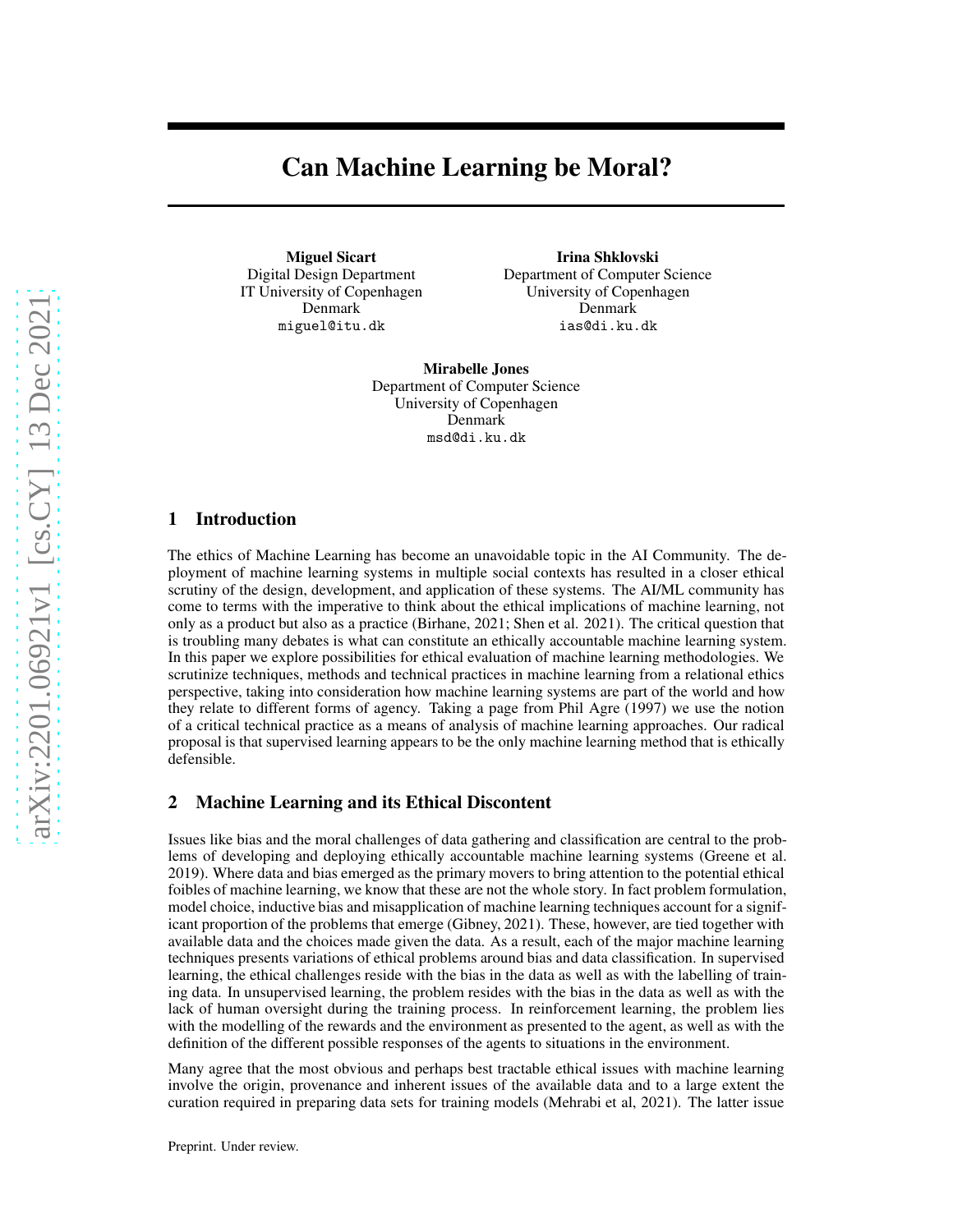# Can Machine Learning be Moral?

**Miguel Sicart**
Digital Design Department
IT University of Copenhagen
Denmark
miguel@itu.dk

**Irina Shklovski**
Department of Computer Science
University of Copenhagen
Denmark
ias@di.ku.dk

**Mirabelle Jones**
Department of Computer Science
University of Copenhagen
Denmark
msd@di.ku.dk

## 1 Introduction

The ethics of Machine Learning has become an unavoidable topic in the AI Community. The deployment of machine learning systems in multiple social contexts has resulted in a closer ethical scrutiny of the design, development, and application of these systems. The AI/ML community has come to terms with the imperative to think about the ethical implications of machine learning, not only as a product but also as a practice (Birhane, 2021; Shen et al. 2021). The critical question that is troubling many debates is what can constitute an ethically accountable machine learning system. In this paper we explore possibilities for ethical evaluation of machine learning methodologies. We scrutinize techniques, methods and technical practices in machine learning from a relational ethics perspective, taking into consideration how machine learning systems are part of the world and how they relate to different forms of agency. Taking a page from Phil Agre (1997) we use the notion of a critical technical practice as a means of analysis of machine learning approaches. Our radical proposal is that supervised learning appears to be the only machine learning method that is ethically defensible.

## 2 Machine Learning and its Ethical Discontent

Issues like bias and the moral challenges of data gathering and classification are central to the problems of developing and deploying ethically accountable machine learning systems (Greene et al. 2019). Where data and bias emerged as the primary movers to bring attention to the potential ethical foibles of machine learning, we know that these are not the whole story. In fact problem formulation, model choice, inductive bias and misapplication of machine learning techniques account for a significant proportion of the problems that emerge (Gibney, 2021). These, however, are tied together with available data and the choices made given the data. As a result, each of the major machine learning techniques presents variations of ethical problems around bias and data classification. In supervised learning, the ethical challenges reside with the bias in the data as well as with the labelling of training data. In unsupervised learning, the problem resides with the bias in the data as well as with the lack of human oversight during the training process. In reinforcement learning, the problem lies with the modelling of the rewards and the environment as presented to the agent, as well as with the definition of the different possible responses of the agents to situations in the environment.

Many agree that the most obvious and perhaps best tractable ethical issues with machine learning involve the origin, provenance and inherent issues of the available data and to a large extent the curation required in preparing data sets for training models (Mehrabi et al, 2021). The latter issue

Preprint. Under review.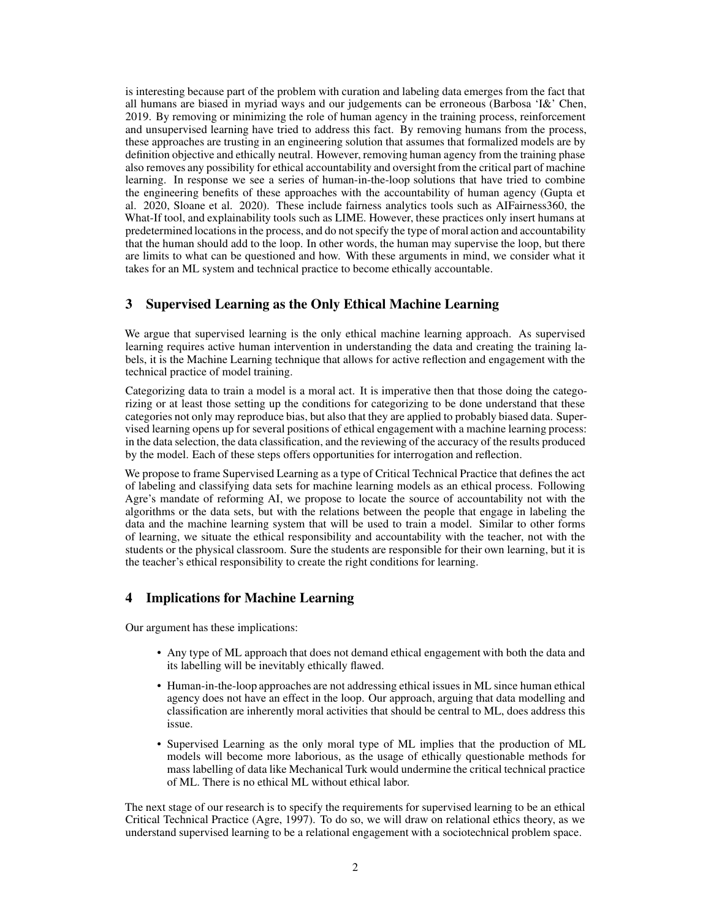is interesting because part of the problem with curation and labeling data emerges from the fact that all humans are biased in myriad ways and our judgements can be erroneous (Barbosa 'I&' Chen, 2019. By removing or minimizing the role of human agency in the training process, reinforcement and unsupervised learning have tried to address this fact. By removing humans from the process, these approaches are trusting in an engineering solution that assumes that formalized models are by definition objective and ethically neutral. However, removing human agency from the training phase also removes any possibility for ethical accountability and oversight from the critical part of machine learning. In response we see a series of human-in-the-loop solutions that have tried to combine the engineering benefits of these approaches with the accountability of human agency (Gupta et al. 2020, Sloane et al. 2020). These include fairness analytics tools such as AIFairness360, the What-If tool, and explainability tools such as LIME. However, these practices only insert humans at predetermined locations in the process, and do not specify the type of moral action and accountability that the human should add to the loop. In other words, the human may supervise the loop, but there are limits to what can be questioned and how. With these arguments in mind, we consider what it takes for an ML system and technical practice to become ethically accountable.

## 3 Supervised Learning as the Only Ethical Machine Learning

We argue that supervised learning is the only ethical machine learning approach. As supervised learning requires active human intervention in understanding the data and creating the training labels, it is the Machine Learning technique that allows for active reflection and engagement with the technical practice of model training.

Categorizing data to train a model is a moral act. It is imperative then that those doing the categorizing or at least those setting up the conditions for categorizing to be done understand that these categories not only may reproduce bias, but also that they are applied to probably biased data. Supervised learning opens up for several positions of ethical engagement with a machine learning process: in the data selection, the data classification, and the reviewing of the accuracy of the results produced by the model. Each of these steps offers opportunities for interrogation and reflection.

We propose to frame Supervised Learning as a type of Critical Technical Practice that defines the act of labeling and classifying data sets for machine learning models as an ethical process. Following Agre's mandate of reforming AI, we propose to locate the source of accountability not with the algorithms or the data sets, but with the relations between the people that engage in labeling the data and the machine learning system that will be used to train a model. Similar to other forms of learning, we situate the ethical responsibility and accountability with the teacher, not with the students or the physical classroom. Sure the students are responsible for their own learning, but it is the teacher's ethical responsibility to create the right conditions for learning.

## 4 Implications for Machine Learning

Our argument has these implications:

- Any type of ML approach that does not demand ethical engagement with both the data and its labelling will be inevitably ethically flawed.
- Human-in-the-loop approaches are not addressing ethical issues in ML since human ethical agency does not have an effect in the loop. Our approach, arguing that data modelling and classification are inherently moral activities that should be central to ML, does address this issue.
- Supervised Learning as the only moral type of ML implies that the production of ML models will become more laborious, as the usage of ethically questionable methods for mass labelling of data like Mechanical Turk would undermine the critical technical practice of ML. There is no ethical ML without ethical labor.

The next stage of our research is to specify the requirements for supervised learning to be an ethical Critical Technical Practice (Agre, 1997). To do so, we will draw on relational ethics theory, as we understand supervised learning to be a relational engagement with a sociotechnical problem space.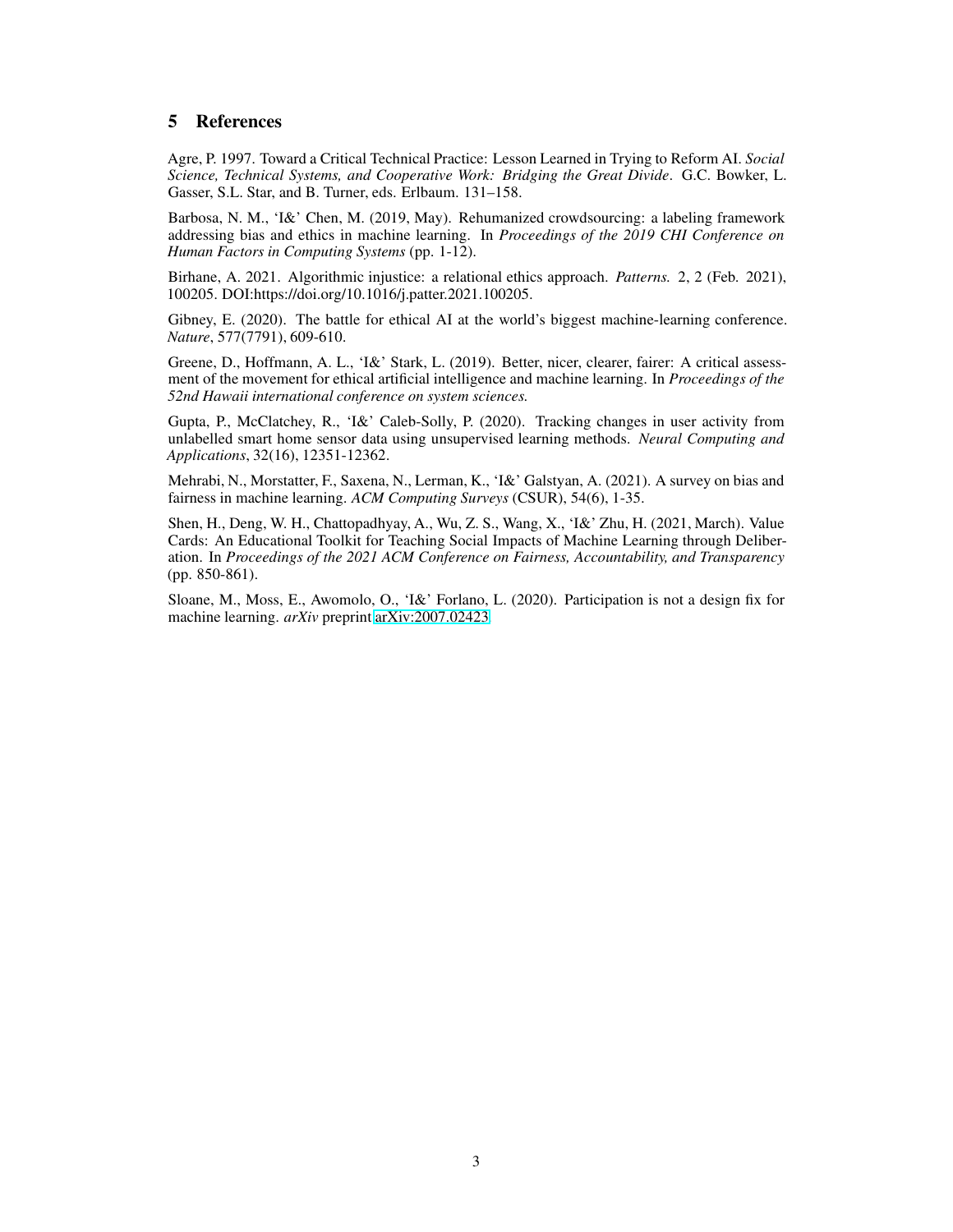## 5 References

Agre, P. 1997. Toward a Critical Technical Practice: Lesson Learned in Trying to Reform AI. *Social Science, Technical Systems, and Cooperative Work: Bridging the Great Divide*. G.C. Bowker, L. Gasser, S.L. Star, and B. Turner, eds. Erlbaum. 131–158.

Barbosa, N. M., 'I&' Chen, M. (2019, May). Rehumanized crowdsourcing: a labeling framework addressing bias and ethics in machine learning. In *Proceedings of the 2019 CHI Conference on Human Factors in Computing Systems* (pp. 1-12).

Birhane, A. 2021. Algorithmic injustice: a relational ethics approach. *Patterns.* 2, 2 (Feb. 2021), 100205. DOI:https://doi.org/10.1016/j.patter.2021.100205.

Gibney, E. (2020). The battle for ethical AI at the world's biggest machine-learning conference. *Nature*, 577(7791), 609-610.

Greene, D., Hoffmann, A. L., 'I&' Stark, L. (2019). Better, nicer, clearer, fairer: A critical assessment of the movement for ethical artificial intelligence and machine learning. In *Proceedings of the 52nd Hawaii international conference on system sciences.*

Gupta, P., McClatchey, R., 'I&' Caleb-Solly, P. (2020). Tracking changes in user activity from unlabelled smart home sensor data using unsupervised learning methods. *Neural Computing and Applications*, 32(16), 12351-12362.

Mehrabi, N., Morstatter, F., Saxena, N., Lerman, K., 'I&' Galstyan, A. (2021). A survey on bias and fairness in machine learning. *ACM Computing Surveys* (CSUR), 54(6), 1-35.

Shen, H., Deng, W. H., Chattopadhyay, A., Wu, Z. S., Wang, X., 'I&' Zhu, H. (2021, March). Value Cards: An Educational Toolkit for Teaching Social Impacts of Machine Learning through Deliberation. In *Proceedings of the 2021 ACM Conference on Fairness, Accountability, and Transparency* (pp. 850-861).

Sloane, M., Moss, E., Awomolo, O., 'I&' Forlano, L. (2020). Participation is not a design fix for machine learning. *arXiv* preprint arXiv:2007.02423